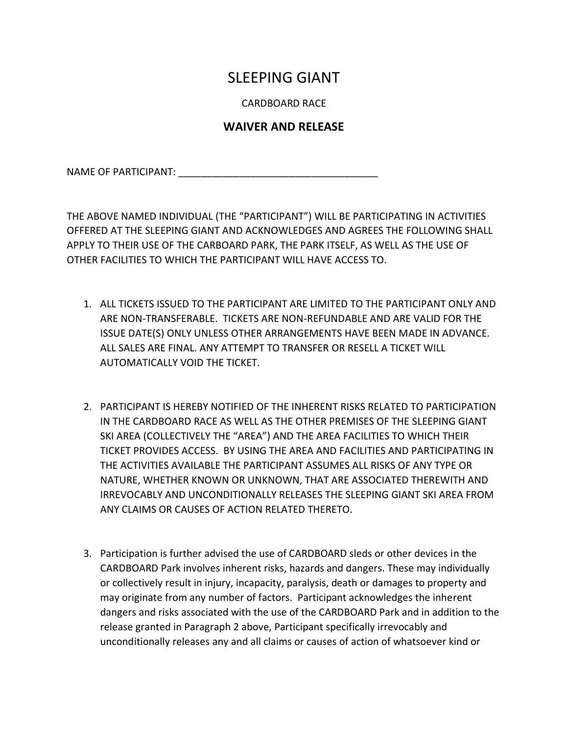# SLEEPING GIANT

CARDBOARD RACE

## WAIVER AND RELEASE

NAME OF PARTICIPANT: ____________________________________

THE ABOVE NAMED INDIVIDUAL (THE "PARTICIPANT") WILL BE PARTICIPATING IN ACTIVITIES OFFERED AT THE SLEEPING GIANT AND ACKNOWLEDGES AND AGREES THE FOLLOWING SHALL APPLY TO THEIR USE OF THE CARBOARD PARK, THE PARK ITSELF, AS WELL AS THE USE OF OTHER FACILITIES TO WHICH THE PARTICIPANT WILL HAVE ACCESS TO.

1. ALL TICKETS ISSUED TO THE PARTICIPANT ARE LIMITED TO THE PARTICIPANT ONLY AND ARE NON-TRANSFERABLE. TICKETS ARE NON-REFUNDABLE AND ARE VALID FOR THE ISSUE DATE(S) ONLY UNLESS OTHER ARRANGEMENTS HAVE BEEN MADE IN ADVANCE. ALL SALES ARE FINAL. ANY ATTEMPT TO TRANSFER OR RESELL A TICKET WILL AUTOMATICALLY VOID THE TICKET.

2. PARTICIPANT IS HEREBY NOTIFIED OF THE INHERENT RISKS RELATED TO PARTICIPATION IN THE CARDBOARD RACE AS WELL AS THE OTHER PREMISES OF THE SLEEPING GIANT SKI AREA (COLLECTIVELY THE "AREA") AND THE AREA FACILITIES TO WHICH THEIR TICKET PROVIDES ACCESS. BY USING THE AREA AND FACILITIES AND PARTICIPATING IN THE ACTIVITIES AVAILABLE THE PARTICIPANT ASSUMES ALL RISKS OF ANY TYPE OR NATURE, WHETHER KNOWN OR UNKNOWN, THAT ARE ASSOCIATED THEREWITH AND IRREVOCABLY AND UNCONDITIONALLY RELEASES THE SLEEPING GIANT SKI AREA FROM ANY CLAIMS OR CAUSES OF ACTION RELATED THERETO.

3. Participation is further advised the use of CARDBOARD sleds or other devices in the CARDBOARD Park involves inherent risks, hazards and dangers. These may individually or collectively result in injury, incapacity, paralysis, death or damages to property and may originate from any number of factors. Participant acknowledges the inherent dangers and risks associated with the use of the CARDBOARD Park and in addition to the release granted in Paragraph 2 above, Participant specifically irrevocably and unconditionally releases any and all claims or causes of action of whatsoever kind or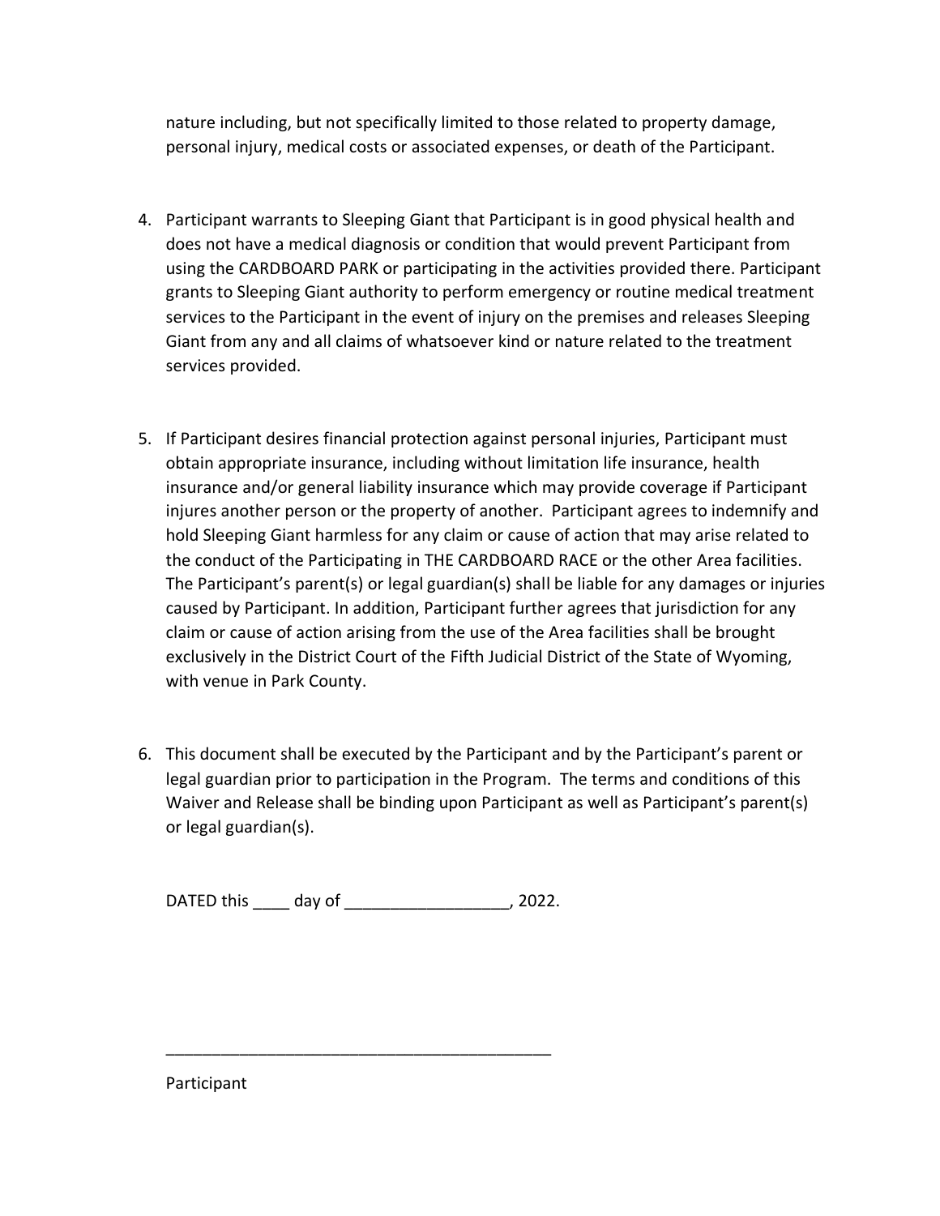nature including, but not specifically limited to those related to property damage, personal injury, medical costs or associated expenses, or death of the Participant.

4. Participant warrants to Sleeping Giant that Participant is in good physical health and does not have a medical diagnosis or condition that would prevent Participant from using the CARDBOARD PARK or participating in the activities provided there. Participant grants to Sleeping Giant authority to perform emergency or routine medical treatment services to the Participant in the event of injury on the premises and releases Sleeping Giant from any and all claims of whatsoever kind or nature related to the treatment services provided.

5. If Participant desires financial protection against personal injuries, Participant must obtain appropriate insurance, including without limitation life insurance, health insurance and/or general liability insurance which may provide coverage if Participant injures another person or the property of another. Participant agrees to indemnify and hold Sleeping Giant harmless for any claim or cause of action that may arise related to the conduct of the Participating in THE CARDBOARD RACE or the other Area facilities. The Participant's parent(s) or legal guardian(s) shall be liable for any damages or injuries caused by Participant. In addition, Participant further agrees that jurisdiction for any claim or cause of action arising from the use of the Area facilities shall be brought exclusively in the District Court of the Fifth Judicial District of the State of Wyoming, with venue in Park County.

6. This document shall be executed by the Participant and by the Participant's parent or legal guardian prior to participation in the Program. The terms and conditions of this Waiver and Release shall be binding upon Participant as well as Participant's parent(s) or legal guardian(s).

DATED this ____ day of __________________, 2022.

____________________________________________

Participant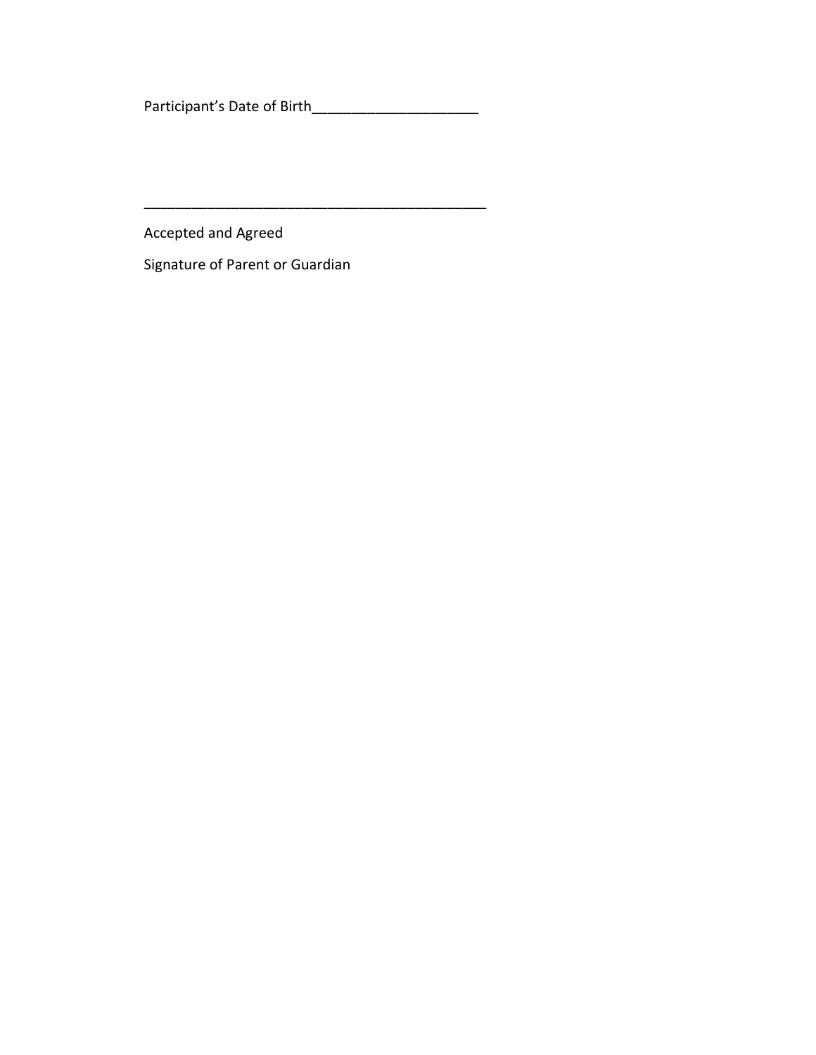Participant's Date of Birth_____________________

_____________________________________________

Accepted and Agreed

Signature of Parent or Guardian